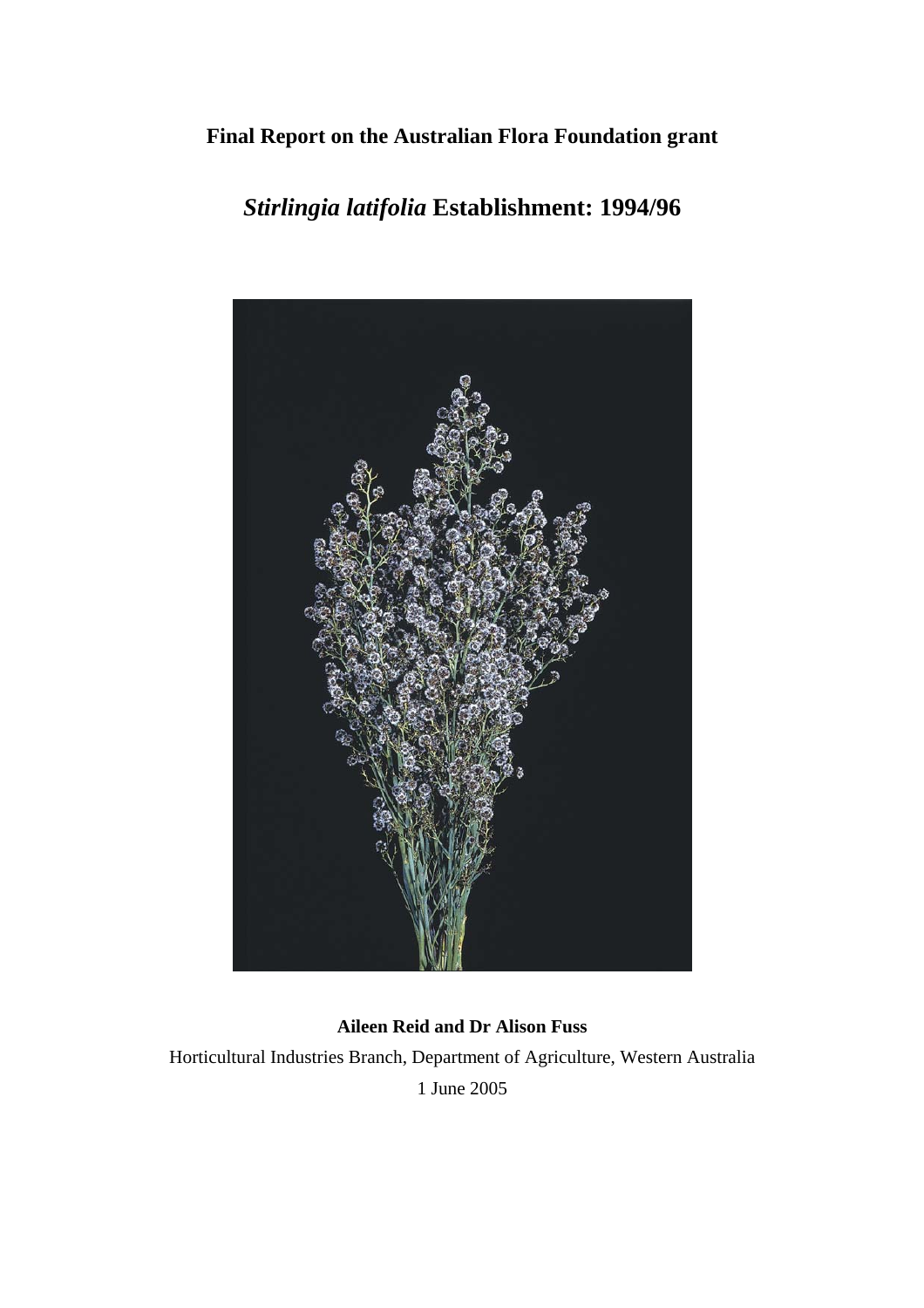**Final Report on the Australian Flora Foundation grant**

# *Stirlingia latifolia* Establishment: 1994/96

**Aileen Reid and Dr Alison Fuss**

Horticultural Industries Branch, Department of Agriculture, Western Australia

1 June 2005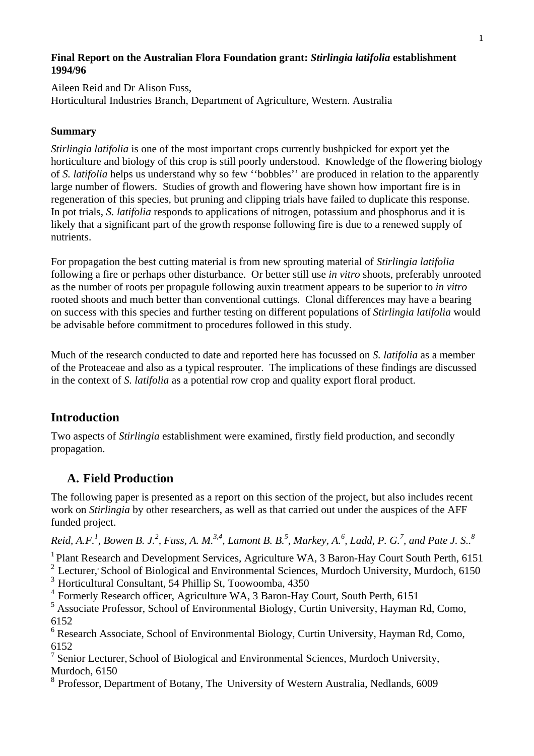**Final Report on the Australian Flora Foundation grant: *Stirlingia latifolia* establishment 1994/96**

Aileen Reid and Dr Alison Fuss,
Horticultural Industries Branch, Department of Agriculture, Western. Australia

**Summary**

*Stirlingia latifolia* is one of the most important crops currently bushpicked for export yet the horticulture and biology of this crop is still poorly understood. Knowledge of the flowering biology of *S. latifolia* helps us understand why so few ''bobbles'' are produced in relation to the apparently large number of flowers. Studies of growth and flowering have shown how important fire is in regeneration of this species, but pruning and clipping trials have failed to duplicate this response. In pot trials, *S. latifolia* responds to applications of nitrogen, potassium and phosphorus and it is likely that a significant part of the growth response following fire is due to a renewed supply of nutrients.

For propagation the best cutting material is from new sprouting material of *Stirlingia latifolia* following a fire or perhaps other disturbance. Or better still use *in vitro* shoots, preferably unrooted as the number of roots per propagule following auxin treatment appears to be superior to *in vitro* rooted shoots and much better than conventional cuttings. Clonal differences may have a bearing on success with this species and further testing on different populations of *Stirlingia latifolia* would be advisable before commitment to procedures followed in this study.

Much of the research conducted to date and reported here has focussed on *S. latifolia* as a member of the Proteaceae and also as a typical resprouter. The implications of these findings are discussed in the context of *S. latifolia* as a potential row crop and quality export floral product.

## Introduction

Two aspects of *Stirlingia* establishment were examined, firstly field production, and secondly propagation.

### A. Field Production

The following paper is presented as a report on this section of the project, but also includes recent work on *Stirlingia* by other researchers, as well as that carried out under the auspices of the AFF funded project.

*Reid, A.F.[1], Bowen B. J.[2], Fuss, A. M.[3,4], Lamont B. B.[5], Markey, A.[6], Ladd, P. G.[7], and Pate J. S..[8]*

[1] Plant Research and Development Services, Agriculture WA, 3 Baron-Hay Court South Perth, 6151
[2] Lecturer, School of Biological and Environmental Sciences, Murdoch University, Murdoch, 6150
[3] Horticultural Consultant, 54 Phillip St, Toowoomba, 4350
[4] Formerly Research officer, Agriculture WA, 3 Baron-Hay Court, South Perth, 6151
[5] Associate Professor, School of Environmental Biology, Curtin University, Hayman Rd, Como, 6152
[6] Research Associate, School of Environmental Biology, Curtin University, Hayman Rd, Como, 6152
[7] Senior Lecturer, School of Biological and Environmental Sciences, Murdoch University, Murdoch, 6150
[8] Professor, Department of Botany, The University of Western Australia, Nedlands, 6009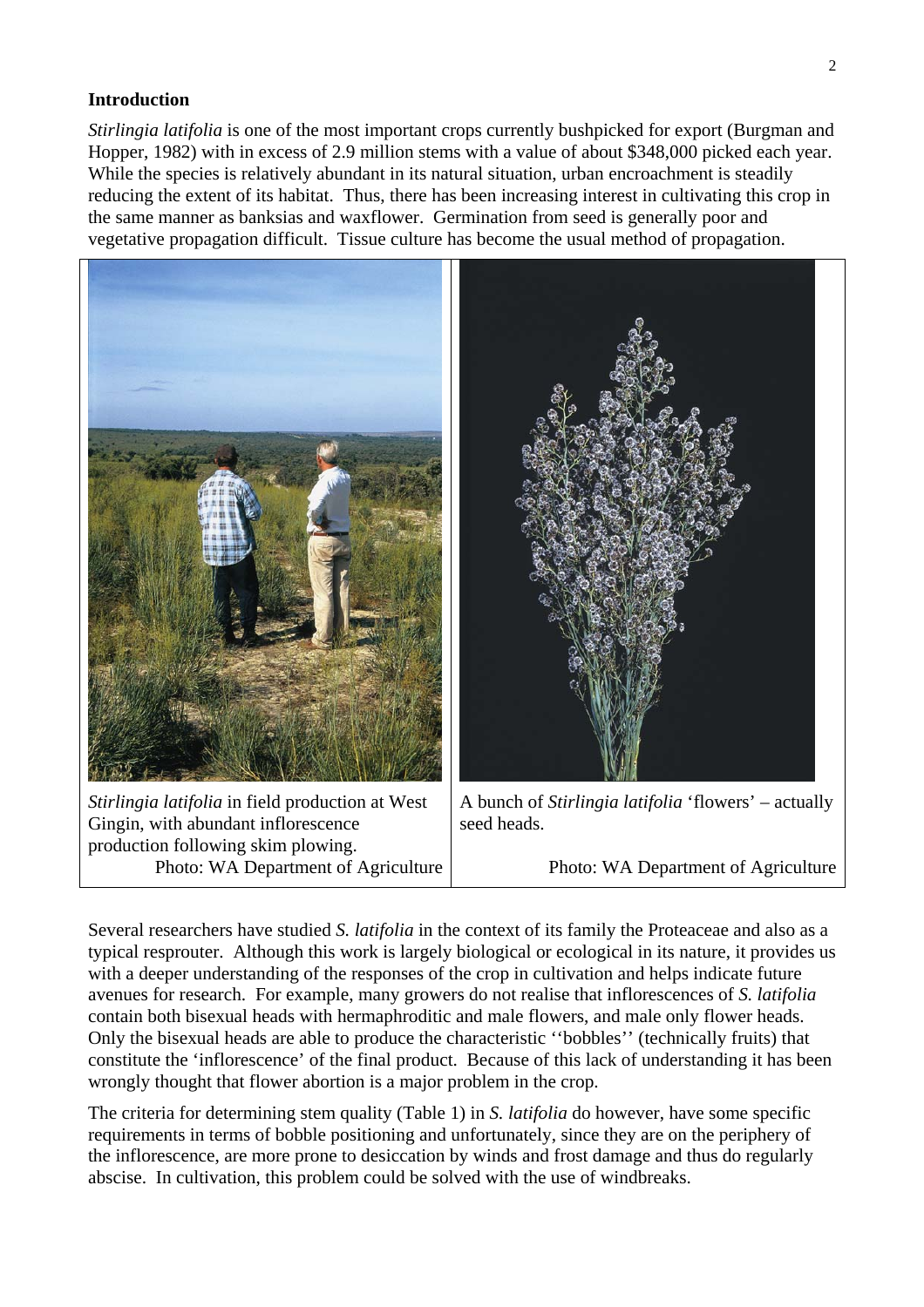## Introduction

*Stirlingia latifolia* is one of the most important crops currently bushpicked for export (Burgman and Hopper, 1982) with in excess of 2.9 million stems with a value of about $348,000 picked each year. While the species is relatively abundant in its natural situation, urban encroachment is steadily reducing the extent of its habitat. Thus, there has been increasing interest in cultivating this crop in the same manner as banksias and waxflower. Germination from seed is generally poor and vegetative propagation difficult. Tissue culture has become the usual method of propagation.

*Stirlingia latifolia* in field production at West Gingin, with abundant inflorescence production following skim plowing.
Photo: WA Department of Agriculture

A bunch of *Stirlingia latifolia* 'flowers' – actually seed heads.
Photo: WA Department of Agriculture

Several researchers have studied *S. latifolia* in the context of its family the Proteaceae and also as a typical resprouter. Although this work is largely biological or ecological in its nature, it provides us with a deeper understanding of the responses of the crop in cultivation and helps indicate future avenues for research. For example, many growers do not realise that inflorescences of *S. latifolia* contain both bisexual heads with hermaphroditic and male flowers, and male only flower heads. Only the bisexual heads are able to produce the characteristic ''bobbles'' (technically fruits) that constitute the 'inflorescence' of the final product. Because of this lack of understanding it has been wrongly thought that flower abortion is a major problem in the crop.

The criteria for determining stem quality (Table 1) in *S. latifolia* do however, have some specific requirements in terms of bobble positioning and unfortunately, since they are on the periphery of the inflorescence, are more prone to desiccation by winds and frost damage and thus do regularly abscise. In cultivation, this problem could be solved with the use of windbreaks.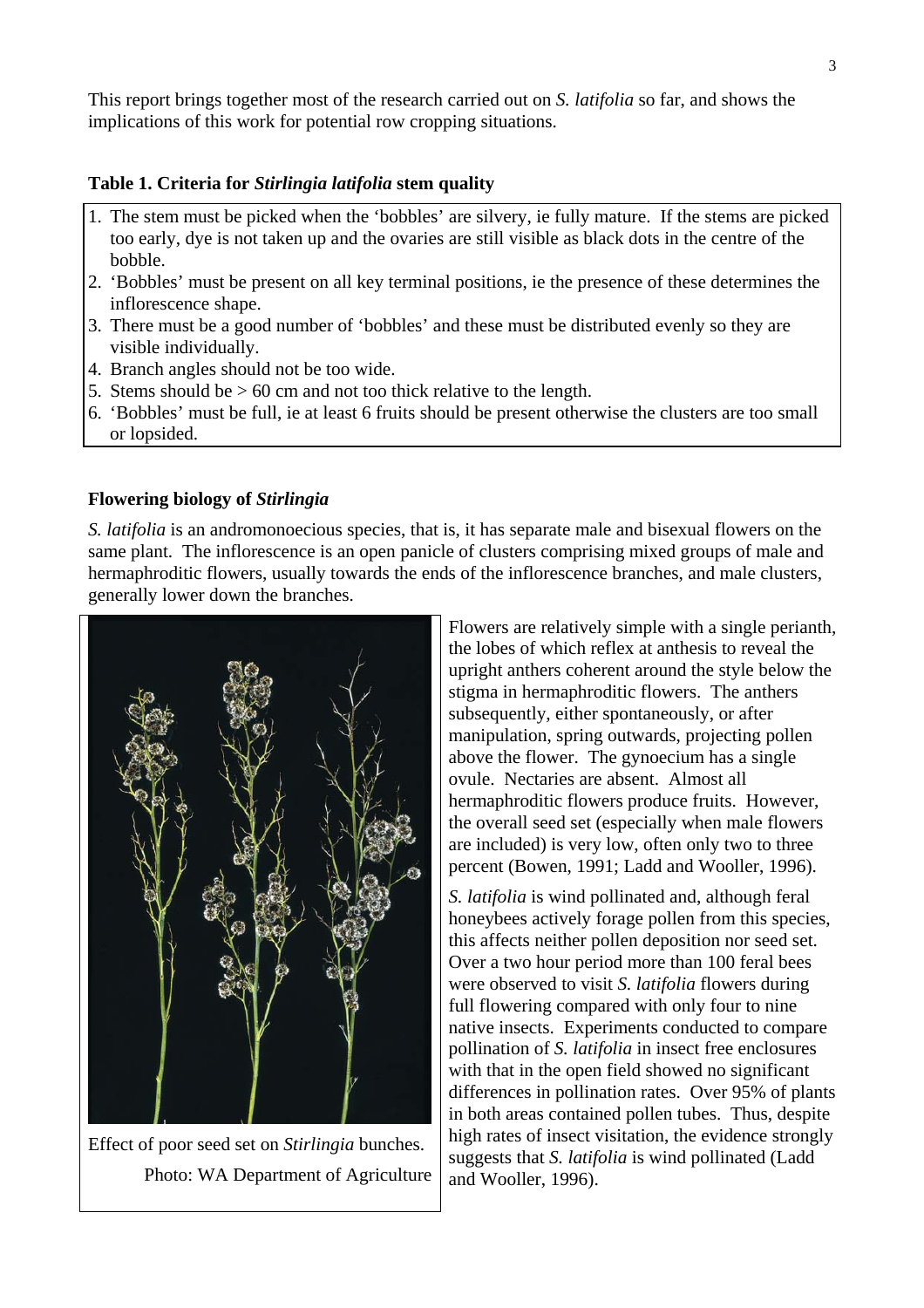This report brings together most of the research carried out on *S. latifolia* so far, and shows the implications of this work for potential row cropping situations.

**Table 1. Criteria for *Stirlingia latifolia* stem quality**

1. The stem must be picked when the 'bobbles' are silvery, ie fully mature. If the stems are picked too early, dye is not taken up and the ovaries are still visible as black dots in the centre of the bobble.
2. 'Bobbles' must be present on all key terminal positions, ie the presence of these determines the inflorescence shape.
3. There must be a good number of 'bobbles' and these must be distributed evenly so they are visible individually.
4. Branch angles should not be too wide.
5. Stems should be > 60 cm and not too thick relative to the length.
6. 'Bobbles' must be full, ie at least 6 fruits should be present otherwise the clusters are too small or lopsided.

### Flowering biology of *Stirlingia*

*S. latifolia* is an andromonoecious species, that is, it has separate male and bisexual flowers on the same plant. The inflorescence is an open panicle of clusters comprising mixed groups of male and hermaphroditic flowers, usually towards the ends of the inflorescence branches, and male clusters, generally lower down the branches.

Effect of poor seed set on *Stirlingia* bunches.
Photo: WA Department of Agriculture

Flowers are relatively simple with a single perianth, the lobes of which reflex at anthesis to reveal the upright anthers coherent around the style below the stigma in hermaphroditic flowers. The anthers subsequently, either spontaneously, or after manipulation, spring outwards, projecting pollen above the flower. The gynoecium has a single ovule. Nectaries are absent. Almost all hermaphroditic flowers produce fruits. However, the overall seed set (especially when male flowers are included) is very low, often only two to three percent (Bowen, 1991; Ladd and Wooller, 1996).

*S. latifolia* is wind pollinated and, although feral honeybees actively forage pollen from this species, this affects neither pollen deposition nor seed set. Over a two hour period more than 100 feral bees were observed to visit *S. latifolia* flowers during full flowering compared with only four to nine native insects. Experiments conducted to compare pollination of *S. latifolia* in insect free enclosures with that in the open field showed no significant differences in pollination rates. Over 95% of plants in both areas contained pollen tubes. Thus, despite high rates of insect visitation, the evidence strongly suggests that *S. latifolia* is wind pollinated (Ladd and Wooller, 1996).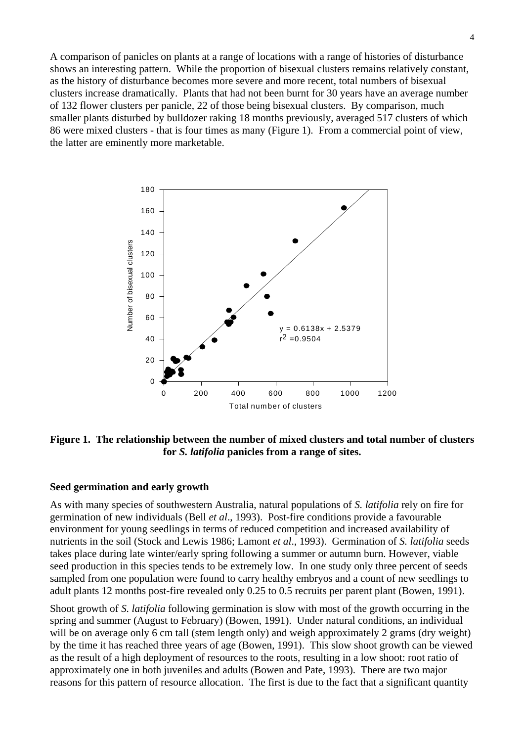A comparison of panicles on plants at a range of locations with a range of histories of disturbance shows an interesting pattern. While the proportion of bisexual clusters remains relatively constant, as the history of disturbance becomes more severe and more recent, total numbers of bisexual clusters increase dramatically. Plants that had not been burnt for 30 years have an average number of 132 flower clusters per panicle, 22 of those being bisexual clusters. By comparison, much smaller plants disturbed by bulldozer raking 18 months previously, averaged 517 clusters of which 86 were mixed clusters - that is four times as many (Figure 1). From a commercial point of view, the latter are eminently more marketable.

**Figure 1. The relationship between the number of mixed clusters and total number of clusters for *S. latifolia* panicles from a range of sites.**

### Seed germination and early growth

As with many species of southwestern Australia, natural populations of *S. latifolia* rely on fire for germination of new individuals (Bell *et al*., 1993). Post-fire conditions provide a favourable environment for young seedlings in terms of reduced competition and increased availability of nutrients in the soil (Stock and Lewis 1986; Lamont *et al*., 1993). Germination of *S. latifolia* seeds takes place during late winter/early spring following a summer or autumn burn. However, viable seed production in this species tends to be extremely low. In one study only three percent of seeds sampled from one population were found to carry healthy embryos and a count of new seedlings to adult plants 12 months post-fire revealed only 0.25 to 0.5 recruits per parent plant (Bowen, 1991).

Shoot growth of *S. latifolia* following germination is slow with most of the growth occurring in the spring and summer (August to February) (Bowen, 1991). Under natural conditions, an individual will be on average only 6 cm tall (stem length only) and weigh approximately 2 grams (dry weight) by the time it has reached three years of age (Bowen, 1991). This slow shoot growth can be viewed as the result of a high deployment of resources to the roots, resulting in a low shoot: root ratio of approximately one in both juveniles and adults (Bowen and Pate, 1993). There are two major reasons for this pattern of resource allocation. The first is due to the fact that a significant quantity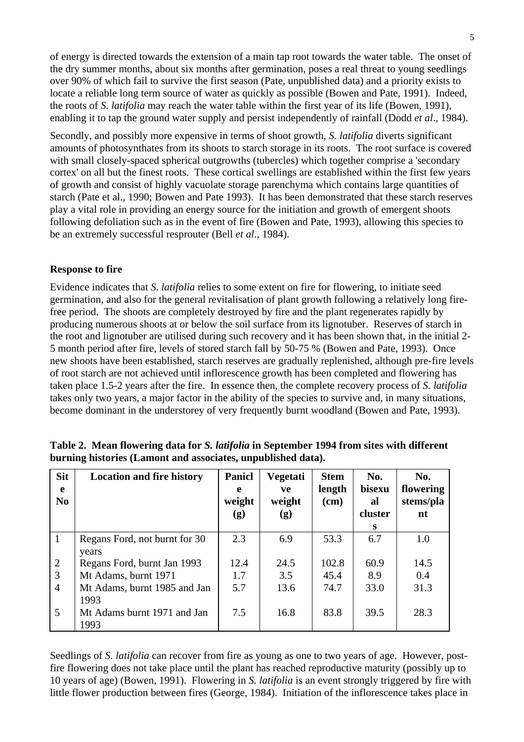of energy is directed towards the extension of a main tap root towards the water table. The onset of the dry summer months, about six months after germination, poses a real threat to young seedlings over 90% of which fail to survive the first season (Pate, unpublished data) and a priority exists to locate a reliable long term source of water as quickly as possible (Bowen and Pate, 1991). Indeed, the roots of *S. latifolia* may reach the water table within the first year of its life (Bowen, 1991), enabling it to tap the ground water supply and persist independently of rainfall (Dodd *et al*., 1984).

Secondly, and possibly more expensive in terms of shoot growth, *S. latifolia* diverts significant amounts of photosynthates from its shoots to starch storage in its roots. The root surface is covered with small closely-spaced spherical outgrowths (tubercles) which together comprise a 'secondary cortex' on all but the finest roots. These cortical swellings are established within the first few years of growth and consist of highly vacuolate storage parenchyma which contains large quantities of starch (Pate et al., 1990; Bowen and Pate 1993). It has been demonstrated that these starch reserves play a vital role in providing an energy source for the initiation and growth of emergent shoots following defoliation such as in the event of fire (Bowen and Pate, 1993), allowing this species to be an extremely successful resprouter (Bell *et al*., 1984).

### Response to fire

Evidence indicates that *S. latifolia* relies to some extent on fire for flowering, to initiate seed germination, and also for the general revitalisation of plant growth following a relatively long fire-free period. The shoots are completely destroyed by fire and the plant regenerates rapidly by producing numerous shoots at or below the soil surface from its lignotuber. Reserves of starch in the root and lignotuber are utilised during such recovery and it has been shown that, in the initial 2-5 month period after fire, levels of stored starch fall by 50-75 % (Bowen and Pate, 1993). Once new shoots have been established, starch reserves are gradually replenished, although pre-fire levels of root starch are not achieved until inflorescence growth has been completed and flowering has taken place 1.5-2 years after the fire. In essence then, the complete recovery process of *S. latifolia* takes only two years, a major factor in the ability of the species to survive and, in many situations, become dominant in the understorey of very frequently burnt woodland (Bowen and Pate, 1993).

**Table 2. Mean flowering data for *S. latifolia* in September 1994 from sites with different burning histories (Lamont and associates, unpublished data).**

| Site No | Location and fire history | Panicle weight (g) | Vegetative weight (g) | Stem length (cm) | No. bisexual clusters | No. flowering stems/plant |
|---|---|---|---|---|---|---|
| 1 | Regans Ford, not burnt for 30 years | 2.3 | 6.9 | 53.3 | 6.7 | 1.0 |
| 2 | Regans Ford, burnt Jan 1993 | 12.4 | 24.5 | 102.8 | 60.9 | 14.5 |
| 3 | Mt Adams, burnt 1971 | 1.7 | 3.5 | 45.4 | 8.9 | 0.4 |
| 4 | Mt Adams, burnt 1985 and Jan 1993 | 5.7 | 13.6 | 74.7 | 33.0 | 31.3 |
| 5 | Mt Adams burnt 1971 and Jan 1993 | 7.5 | 16.8 | 83.8 | 39.5 | 28.3 |

Seedlings of *S. latifolia* can recover from fire as young as one to two years of age. However, post-fire flowering does not take place until the plant has reached reproductive maturity (possibly up to 10 years of age) (Bowen, 1991). Flowering in *S. latifolia* is an event strongly triggered by fire with little flower production between fires (George, 1984). Initiation of the inflorescence takes place in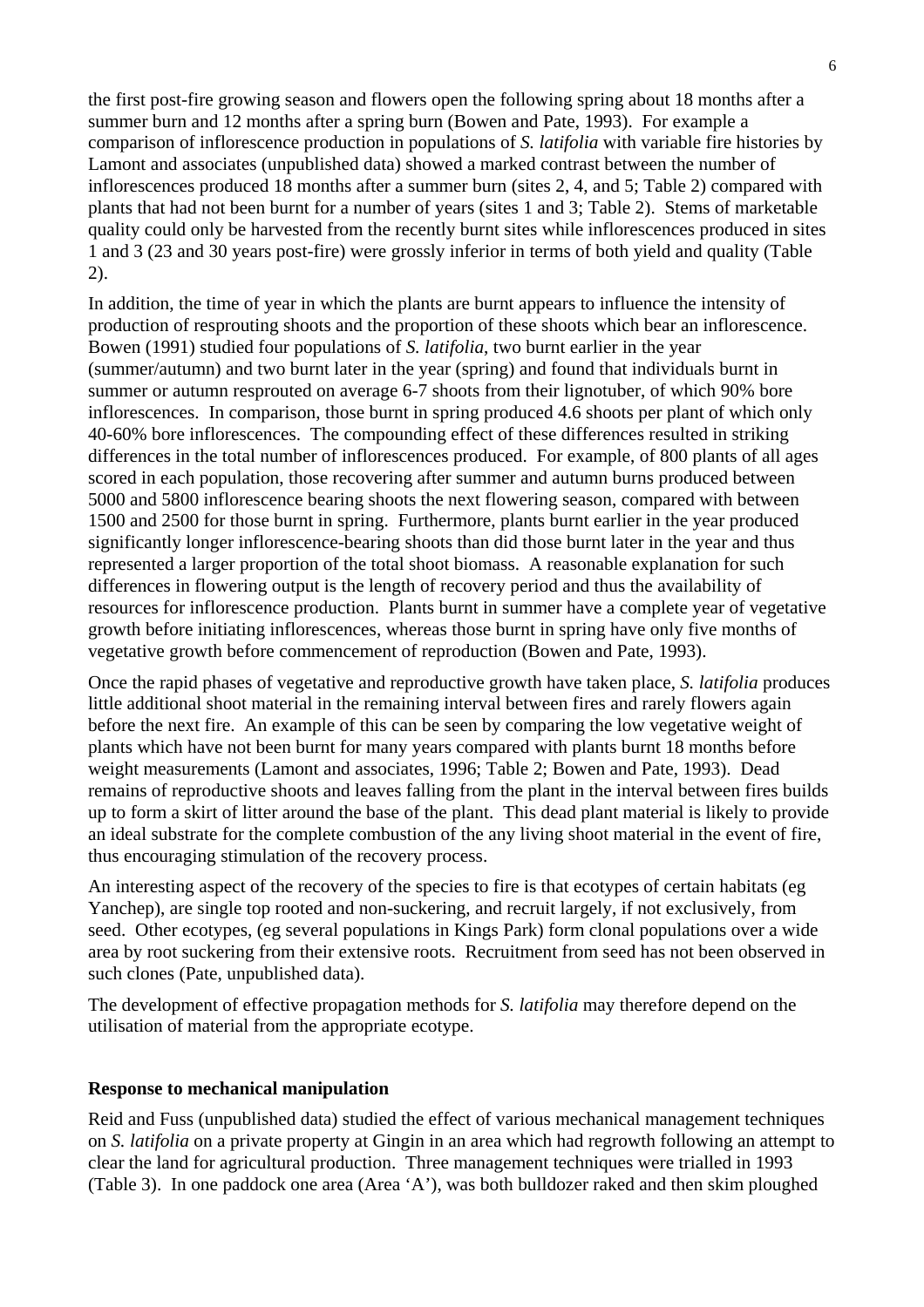the first post-fire growing season and flowers open the following spring about 18 months after a summer burn and 12 months after a spring burn (Bowen and Pate, 1993). For example a comparison of inflorescence production in populations of *S. latifolia* with variable fire histories by Lamont and associates (unpublished data) showed a marked contrast between the number of inflorescences produced 18 months after a summer burn (sites 2, 4, and 5; Table 2) compared with plants that had not been burnt for a number of years (sites 1 and 3; Table 2). Stems of marketable quality could only be harvested from the recently burnt sites while inflorescences produced in sites 1 and 3 (23 and 30 years post-fire) were grossly inferior in terms of both yield and quality (Table 2).

In addition, the time of year in which the plants are burnt appears to influence the intensity of production of resprouting shoots and the proportion of these shoots which bear an inflorescence. Bowen (1991) studied four populations of *S. latifolia*, two burnt earlier in the year (summer/autumn) and two burnt later in the year (spring) and found that individuals burnt in summer or autumn resprouted on average 6-7 shoots from their lignotuber, of which 90% bore inflorescences. In comparison, those burnt in spring produced 4.6 shoots per plant of which only 40-60% bore inflorescences. The compounding effect of these differences resulted in striking differences in the total number of inflorescences produced. For example, of 800 plants of all ages scored in each population, those recovering after summer and autumn burns produced between 5000 and 5800 inflorescence bearing shoots the next flowering season, compared with between 1500 and 2500 for those burnt in spring. Furthermore, plants burnt earlier in the year produced significantly longer inflorescence-bearing shoots than did those burnt later in the year and thus represented a larger proportion of the total shoot biomass. A reasonable explanation for such differences in flowering output is the length of recovery period and thus the availability of resources for inflorescence production. Plants burnt in summer have a complete year of vegetative growth before initiating inflorescences, whereas those burnt in spring have only five months of vegetative growth before commencement of reproduction (Bowen and Pate, 1993).

Once the rapid phases of vegetative and reproductive growth have taken place, *S. latifolia* produces little additional shoot material in the remaining interval between fires and rarely flowers again before the next fire. An example of this can be seen by comparing the low vegetative weight of plants which have not been burnt for many years compared with plants burnt 18 months before weight measurements (Lamont and associates, 1996; Table 2; Bowen and Pate, 1993). Dead remains of reproductive shoots and leaves falling from the plant in the interval between fires builds up to form a skirt of litter around the base of the plant. This dead plant material is likely to provide an ideal substrate for the complete combustion of the any living shoot material in the event of fire, thus encouraging stimulation of the recovery process.

An interesting aspect of the recovery of the species to fire is that ecotypes of certain habitats (eg Yanchep), are single top rooted and non-suckering, and recruit largely, if not exclusively, from seed. Other ecotypes, (eg several populations in Kings Park) form clonal populations over a wide area by root suckering from their extensive roots. Recruitment from seed has not been observed in such clones (Pate, unpublished data).

The development of effective propagation methods for *S. latifolia* may therefore depend on the utilisation of material from the appropriate ecotype.

**Response to mechanical manipulation**

Reid and Fuss (unpublished data) studied the effect of various mechanical management techniques on *S. latifolia* on a private property at Gingin in an area which had regrowth following an attempt to clear the land for agricultural production. Three management techniques were trialled in 1993 (Table 3). In one paddock one area (Area 'A'), was both bulldozer raked and then skim ploughed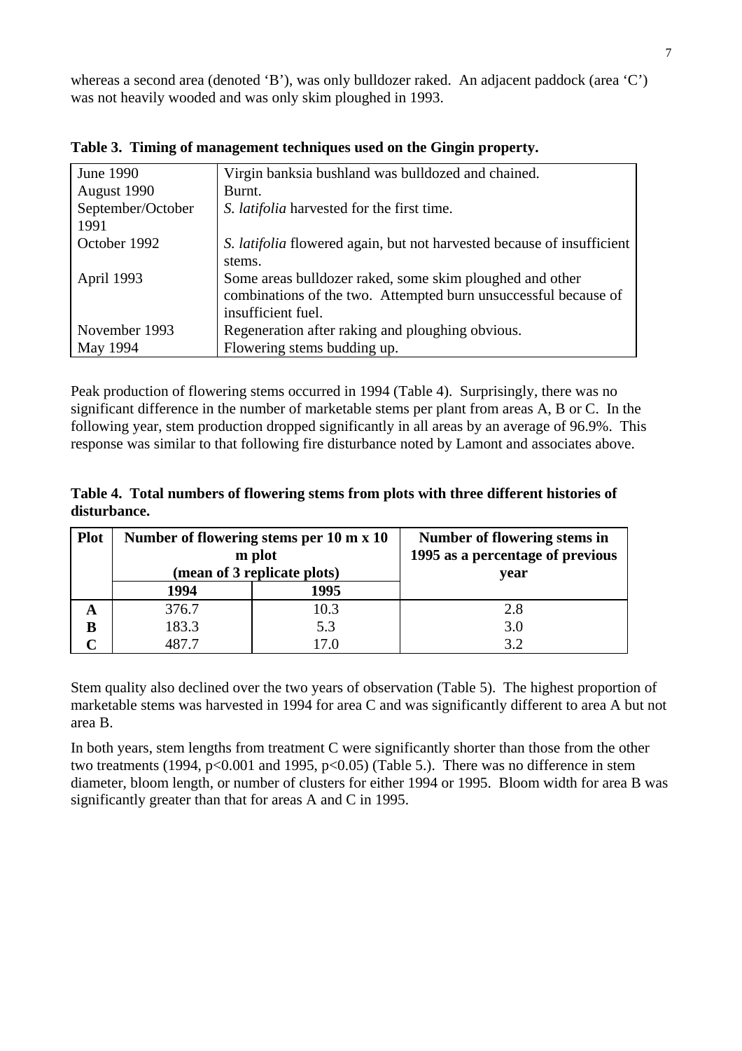whereas a second area (denoted 'B'), was only bulldozer raked. An adjacent paddock (area 'C') was not heavily wooded and was only skim ploughed in 1993.

**Table 3. Timing of management techniques used on the Gingin property.**

| | |
|---|---|
| June 1990 | Virgin banksia bushland was bulldozed and chained. |
| August 1990 | Burnt. |
| September/October 1991 | *S. latifolia* harvested for the first time. |
| October 1992 | *S. latifolia* flowered again, but not harvested because of insufficient stems. |
| April 1993 | Some areas bulldozer raked, some skim ploughed and other combinations of the two. Attempted burn unsuccessful because of insufficient fuel. |
| November 1993 | Regeneration after raking and ploughing obvious. |
| May 1994 | Flowering stems budding up. |

Peak production of flowering stems occurred in 1994 (Table 4). Surprisingly, there was no significant difference in the number of marketable stems per plant from areas A, B or C. In the following year, stem production dropped significantly in all areas by an average of 96.9%. This response was similar to that following fire disturbance noted by Lamont and associates above.

**Table 4. Total numbers of flowering stems from plots with three different histories of disturbance.**

| Plot | Number of flowering stems per 10 m x 10 m plot (mean of 3 replicate plots) | | Number of flowering stems in 1995 as a percentage of previous year |
|---|---|---|---|
| | 1994 | 1995 | |
| **A** | 376.7 | 10.3 | 2.8 |
| **B** | 183.3 | 5.3 | 3.0 |
| **C** | 487.7 | 17.0 | 3.2 |

Stem quality also declined over the two years of observation (Table 5). The highest proportion of marketable stems was harvested in 1994 for area C and was significantly different to area A but not area B.

In both years, stem lengths from treatment C were significantly shorter than those from the other two treatments (1994, $p<0.001$ and 1995, $p<0.05$) (Table 5.). There was no difference in stem diameter, bloom length, or number of clusters for either 1994 or 1995. Bloom width for area B was significantly greater than that for areas A and C in 1995.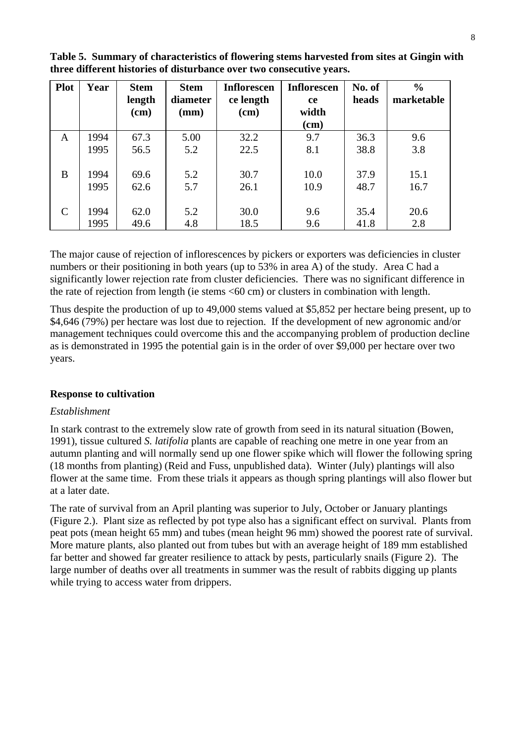**Table 5. Summary of characteristics of flowering stems harvested from sites at Gingin with three different histories of disturbance over two consecutive years.**

| Plot | Year | Stem length (cm) | Stem diameter (mm) | Inflorescence length (cm) | Inflorescence width (cm) | No. of heads | % marketable |
|---|---|---|---|---|---|---|---|
| A | 1994 | 67.3 | 5.00 | 32.2 | 9.7 | 36.3 | 9.6 |
| | 1995 | 56.5 | 5.2 | 22.5 | 8.1 | 38.8 | 3.8 |
| B | 1994 | 69.6 | 5.2 | 30.7 | 10.0 | 37.9 | 15.1 |
| | 1995 | 62.6 | 5.7 | 26.1 | 10.9 | 48.7 | 16.7 |
| C | 1994 | 62.0 | 5.2 | 30.0 | 9.6 | 35.4 | 20.6 |
| | 1995 | 49.6 | 4.8 | 18.5 | 9.6 | 41.8 | 2.8 |

The major cause of rejection of inflorescences by pickers or exporters was deficiencies in cluster numbers or their positioning in both years (up to 53% in area A) of the study. Area C had a significantly lower rejection rate from cluster deficiencies. There was no significant difference in the rate of rejection from length (ie stems <60 cm) or clusters in combination with length.

Thus despite the production of up to 49,000 stems valued at $5,852 per hectare being present, up to $4,646 (79%) per hectare was lost due to rejection. If the development of new agronomic and/or management techniques could overcome this and the accompanying problem of production decline as is demonstrated in 1995 the potential gain is in the order of over $9,000 per hectare over two years.

## Response to cultivation

*Establishment*

In stark contrast to the extremely slow rate of growth from seed in its natural situation (Bowen, 1991), tissue cultured *S. latifolia* plants are capable of reaching one metre in one year from an autumn planting and will normally send up one flower spike which will flower the following spring (18 months from planting) (Reid and Fuss, unpublished data). Winter (July) plantings will also flower at the same time. From these trials it appears as though spring plantings will also flower but at a later date.

The rate of survival from an April planting was superior to July, October or January plantings (Figure 2.). Plant size as reflected by pot type also has a significant effect on survival. Plants from peat pots (mean height 65 mm) and tubes (mean height 96 mm) showed the poorest rate of survival. More mature plants, also planted out from tubes but with an average height of 189 mm established far better and showed far greater resilience to attack by pests, particularly snails (Figure 2). The large number of deaths over all treatments in summer was the result of rabbits digging up plants while trying to access water from drippers.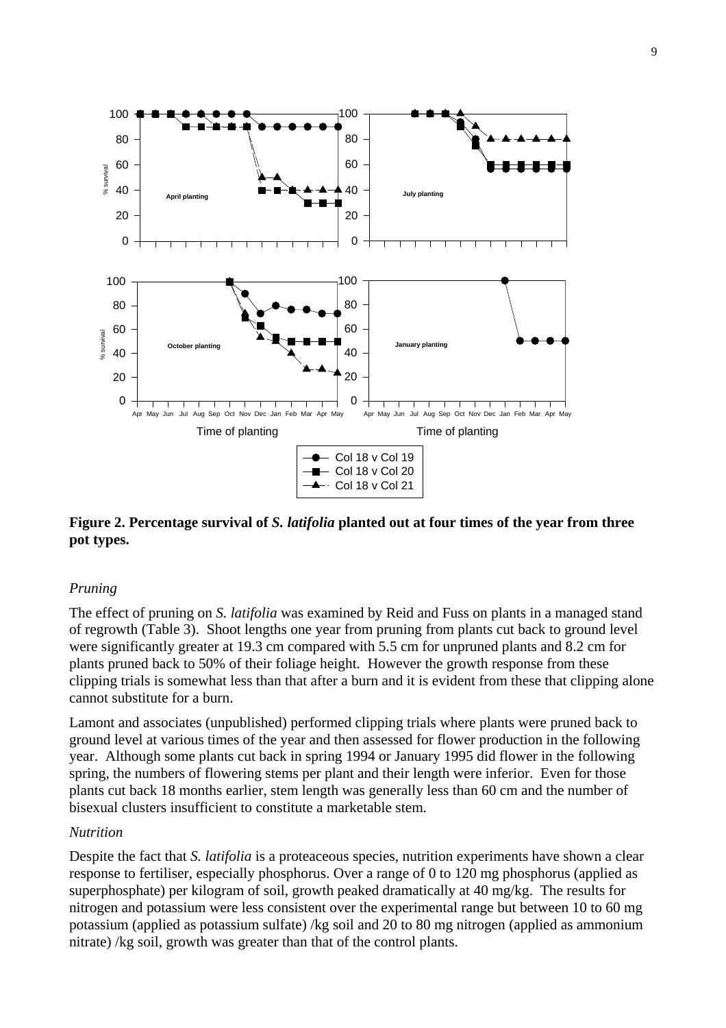**Figure 2. Percentage survival of *S. latifolia* planted out at four times of the year from three pot types.**

### *Pruning*

The effect of pruning on *S. latifolia* was examined by Reid and Fuss on plants in a managed stand of regrowth (Table 3). Shoot lengths one year from pruning from plants cut back to ground level were significantly greater at 19.3 cm compared with 5.5 cm for unpruned plants and 8.2 cm for plants pruned back to 50% of their foliage height. However the growth response from these clipping trials is somewhat less than that after a burn and it is evident from these that clipping alone cannot substitute for a burn.

Lamont and associates (unpublished) performed clipping trials where plants were pruned back to ground level at various times of the year and then assessed for flower production in the following year. Although some plants cut back in spring 1994 or January 1995 did flower in the following spring, the numbers of flowering stems per plant and their length were inferior. Even for those plants cut back 18 months earlier, stem length was generally less than 60 cm and the number of bisexual clusters insufficient to constitute a marketable stem.

### *Nutrition*

Despite the fact that *S. latifolia* is a proteaceous species, nutrition experiments have shown a clear response to fertiliser, especially phosphorus. Over a range of 0 to 120 mg phosphorus (applied as superphosphate) per kilogram of soil, growth peaked dramatically at 40 mg/kg. The results for nitrogen and potassium were less consistent over the experimental range but between 10 to 60 mg potassium (applied as potassium sulfate) /kg soil and 20 to 80 mg nitrogen (applied as ammonium nitrate) /kg soil, growth was greater than that of the control plants.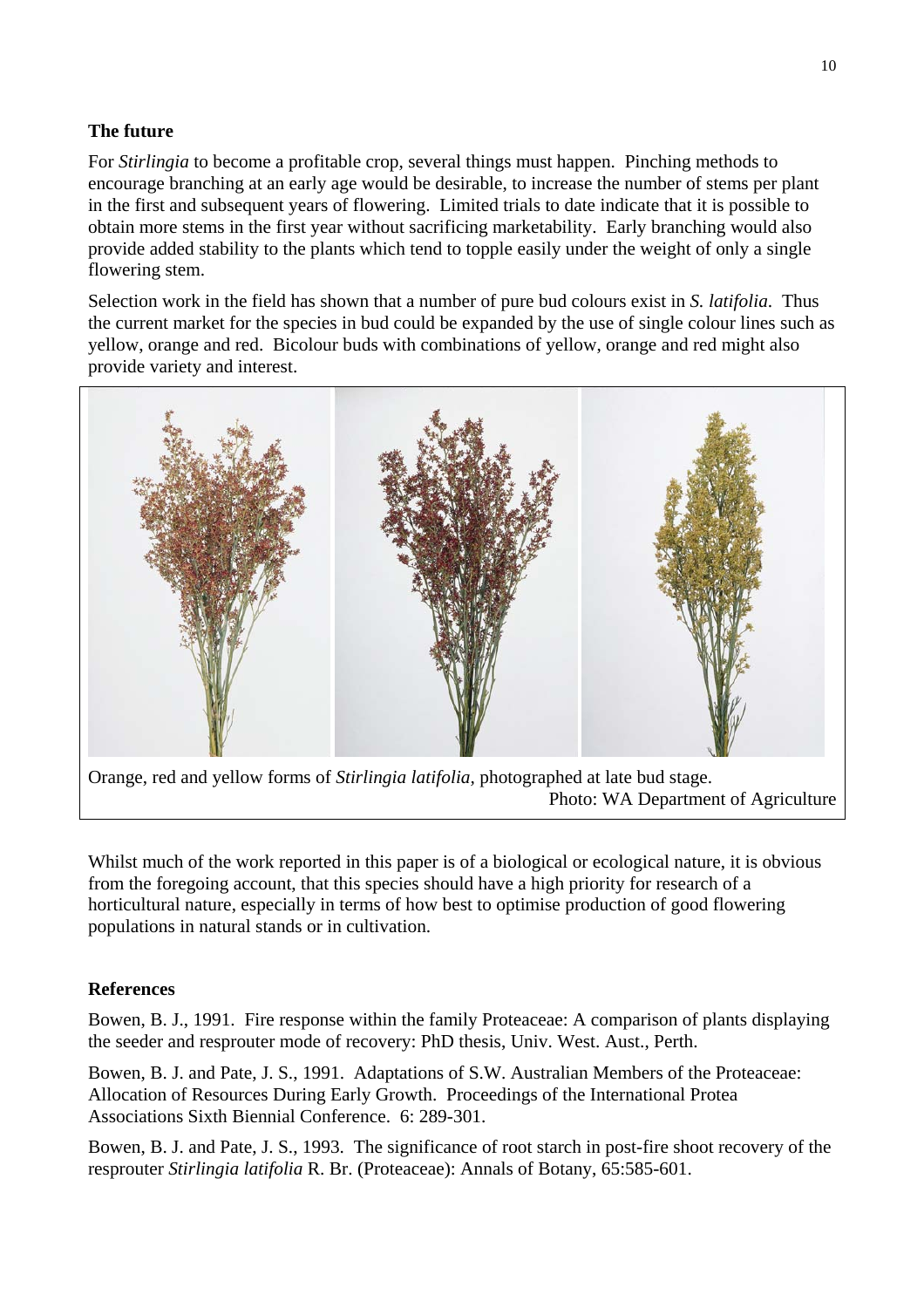## The future

For *Stirlingia* to become a profitable crop, several things must happen. Pinching methods to encourage branching at an early age would be desirable, to increase the number of stems per plant in the first and subsequent years of flowering. Limited trials to date indicate that it is possible to obtain more stems in the first year without sacrificing marketability. Early branching would also provide added stability to the plants which tend to topple easily under the weight of only a single flowering stem.

Selection work in the field has shown that a number of pure bud colours exist in *S. latifolia*. Thus the current market for the species in bud could be expanded by the use of single colour lines such as yellow, orange and red. Bicolour buds with combinations of yellow, orange and red might also provide variety and interest.

Orange, red and yellow forms of *Stirlingia latifolia*, photographed at late bud stage.
Photo: WA Department of Agriculture

Whilst much of the work reported in this paper is of a biological or ecological nature, it is obvious from the foregoing account, that this species should have a high priority for research of a horticultural nature, especially in terms of how best to optimise production of good flowering populations in natural stands or in cultivation.

## References

Bowen, B. J., 1991. Fire response within the family Proteaceae: A comparison of plants displaying the seeder and resprouter mode of recovery: PhD thesis, Univ. West. Aust., Perth.

Bowen, B. J. and Pate, J. S., 1991. Adaptations of S.W. Australian Members of the Proteaceae: Allocation of Resources During Early Growth. Proceedings of the International Protea Associations Sixth Biennial Conference. 6: 289-301.

Bowen, B. J. and Pate, J. S., 1993. The significance of root starch in post-fire shoot recovery of the resprouter *Stirlingia latifolia* R. Br. (Proteaceae): Annals of Botany, 65:585-601.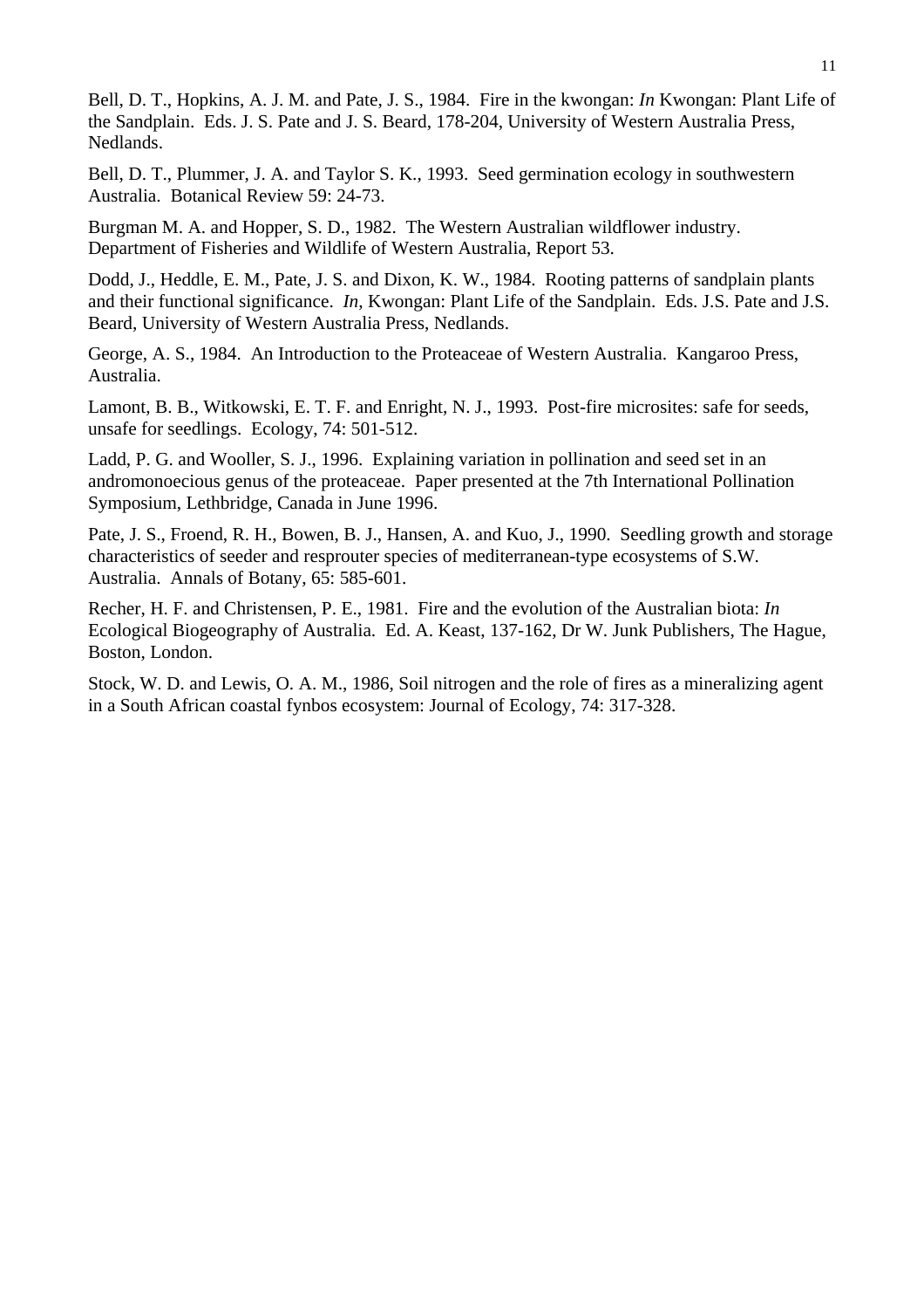Bell, D. T., Hopkins, A. J. M. and Pate, J. S., 1984. Fire in the kwongan: *In* Kwongan: Plant Life of the Sandplain. Eds. J. S. Pate and J. S. Beard, 178-204, University of Western Australia Press, Nedlands.

Bell, D. T., Plummer, J. A. and Taylor S. K., 1993. Seed germination ecology in southwestern Australia. Botanical Review 59: 24-73.

Burgman M. A. and Hopper, S. D., 1982. The Western Australian wildflower industry. Department of Fisheries and Wildlife of Western Australia, Report 53.

Dodd, J., Heddle, E. M., Pate, J. S. and Dixon, K. W., 1984. Rooting patterns of sandplain plants and their functional significance. *In*, Kwongan: Plant Life of the Sandplain. Eds. J.S. Pate and J.S. Beard, University of Western Australia Press, Nedlands.

George, A. S., 1984. An Introduction to the Proteaceae of Western Australia. Kangaroo Press, Australia.

Lamont, B. B., Witkowski, E. T. F. and Enright, N. J., 1993. Post-fire microsites: safe for seeds, unsafe for seedlings. Ecology, 74: 501-512.

Ladd, P. G. and Wooller, S. J., 1996. Explaining variation in pollination and seed set in an andromonoecious genus of the proteaceae. Paper presented at the 7th International Pollination Symposium, Lethbridge, Canada in June 1996.

Pate, J. S., Froend, R. H., Bowen, B. J., Hansen, A. and Kuo, J., 1990. Seedling growth and storage characteristics of seeder and resprouter species of mediterranean-type ecosystems of S.W. Australia. Annals of Botany, 65: 585-601.

Recher, H. F. and Christensen, P. E., 1981. Fire and the evolution of the Australian biota: *In* Ecological Biogeography of Australia. Ed. A. Keast, 137-162, Dr W. Junk Publishers, The Hague, Boston, London.

Stock, W. D. and Lewis, O. A. M., 1986, Soil nitrogen and the role of fires as a mineralizing agent in a South African coastal fynbos ecosystem: Journal of Ecology, 74: 317-328.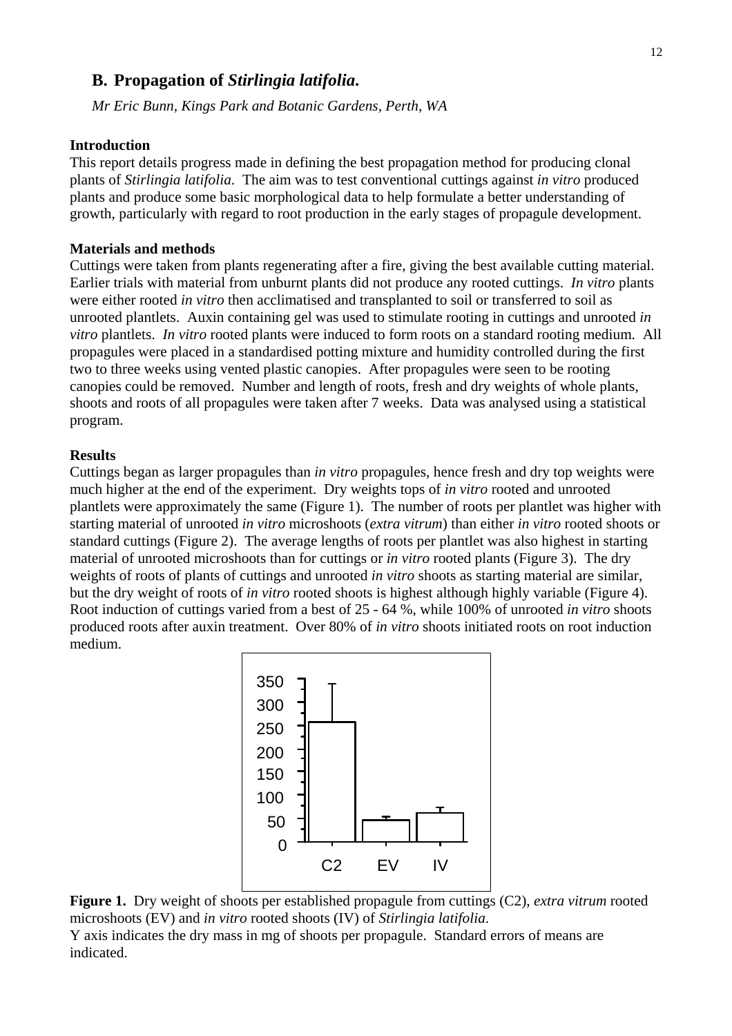## B. Propagation of *Stirlingia latifolia*.

*Mr Eric Bunn, Kings Park and Botanic Gardens, Perth, WA*

### Introduction

This report details progress made in defining the best propagation method for producing clonal plants of *Stirlingia latifolia*. The aim was to test conventional cuttings against *in vitro* produced plants and produce some basic morphological data to help formulate a better understanding of growth, particularly with regard to root production in the early stages of propagule development.

### Materials and methods

Cuttings were taken from plants regenerating after a fire, giving the best available cutting material. Earlier trials with material from unburnt plants did not produce any rooted cuttings. *In vitro* plants were either rooted *in vitro* then acclimatised and transplanted to soil or transferred to soil as unrooted plantlets. Auxin containing gel was used to stimulate rooting in cuttings and unrooted *in vitro* plantlets. *In vitro* rooted plants were induced to form roots on a standard rooting medium. All propagules were placed in a standardised potting mixture and humidity controlled during the first two to three weeks using vented plastic canopies. After propagules were seen to be rooting canopies could be removed. Number and length of roots, fresh and dry weights of whole plants, shoots and roots of all propagules were taken after 7 weeks. Data was analysed using a statistical program.

### Results

Cuttings began as larger propagules than *in vitro* propagules, hence fresh and dry top weights were much higher at the end of the experiment. Dry weights tops of *in vitro* rooted and unrooted plantlets were approximately the same (Figure 1). The number of roots per plantlet was higher with starting material of unrooted *in vitro* microshoots (*extra vitrum*) than either *in vitro* rooted shoots or standard cuttings (Figure 2). The average lengths of roots per plantlet was also highest in starting material of unrooted microshoots than for cuttings or *in vitro* rooted plants (Figure 3). The dry weights of roots of plants of cuttings and unrooted *in vitro* shoots as starting material are similar, but the dry weight of roots of *in vitro* rooted shoots is highest although highly variable (Figure 4). Root induction of cuttings varied from a best of 25 - 64 %, while 100% of unrooted *in vitro* shoots produced roots after auxin treatment. Over 80% of *in vitro* shoots initiated roots on root induction medium.

**Figure 1.** Dry weight of shoots per established propagule from cuttings (C2), *extra vitrum* rooted microshoots (EV) and *in vitro* rooted shoots (IV) of *Stirlingia latifolia*.
Y axis indicates the dry mass in mg of shoots per propagule. Standard errors of means are indicated.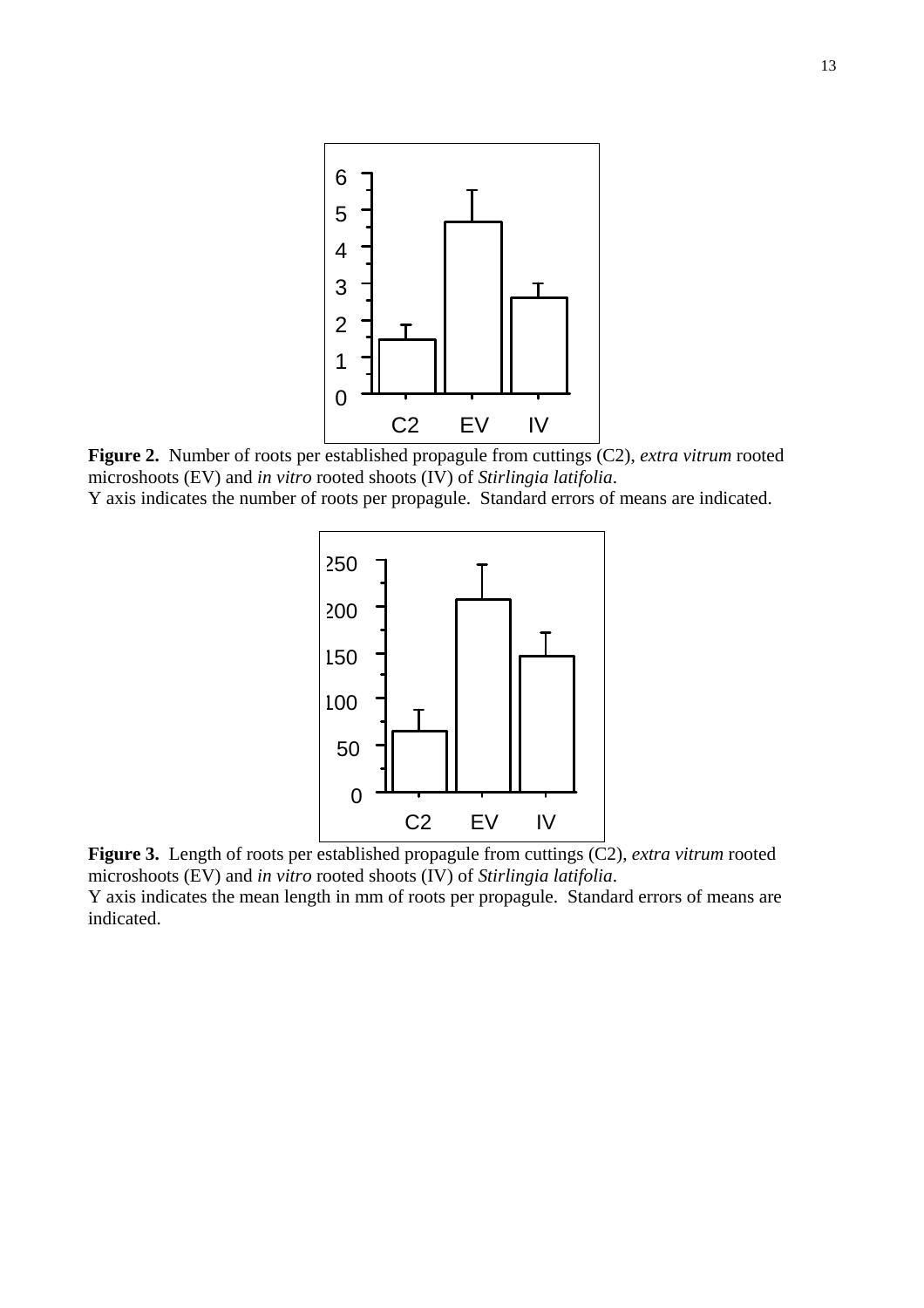**Figure 2.** Number of roots per established propagule from cuttings (C2), *extra vitrum* rooted microshoots (EV) and *in vitro* rooted shoots (IV) of *Stirlingia latifolia*.
Y axis indicates the number of roots per propagule. Standard errors of means are indicated.

**Figure 3.** Length of roots per established propagule from cuttings (C2), *extra vitrum* rooted microshoots (EV) and *in vitro* rooted shoots (IV) of *Stirlingia latifolia*.
Y axis indicates the mean length in mm of roots per propagule. Standard errors of means are indicated.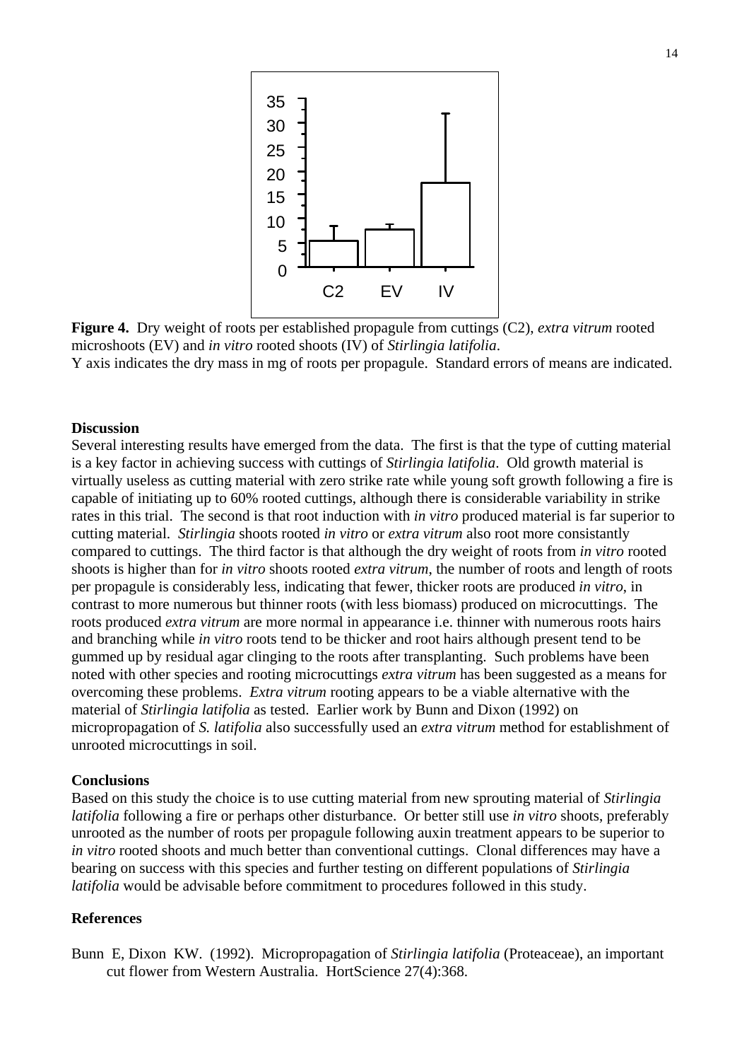35
30
25
20
15
10
5
0

C2 EV IV

**Figure 4.** Dry weight of roots per established propagule from cuttings (C2), *extra vitrum* rooted microshoots (EV) and *in vitro* rooted shoots (IV) of *Stirlingia latifolia*.
Y axis indicates the dry mass in mg of roots per propagule. Standard errors of means are indicated.

**Discussion**

Several interesting results have emerged from the data. The first is that the type of cutting material is a key factor in achieving success with cuttings of *Stirlingia latifolia*. Old growth material is virtually useless as cutting material with zero strike rate while young soft growth following a fire is capable of initiating up to 60% rooted cuttings, although there is considerable variability in strike rates in this trial. The second is that root induction with *in vitro* produced material is far superior to cutting material. *Stirlingia* shoots rooted *in vitro* or *extra vitrum* also root more consistantly compared to cuttings. The third factor is that although the dry weight of roots from *in vitro* rooted shoots is higher than for *in vitro* shoots rooted *extra vitrum*, the number of roots and length of roots per propagule is considerably less, indicating that fewer, thicker roots are produced *in vitro*, in contrast to more numerous but thinner roots (with less biomass) produced on microcuttings. The roots produced *extra vitrum* are more normal in appearance i.e. thinner with numerous roots hairs and branching while *in vitro* roots tend to be thicker and root hairs although present tend to be gummed up by residual agar clinging to the roots after transplanting. Such problems have been noted with other species and rooting microcuttings *extra vitrum* has been suggested as a means for overcoming these problems. *Extra vitrum* rooting appears to be a viable alternative with the material of *Stirlingia latifolia* as tested. Earlier work by Bunn and Dixon (1992) on micropropagation of *S. latifolia* also successfully used an *extra vitrum* method for establishment of unrooted microcuttings in soil.

**Conclusions**

Based on this study the choice is to use cutting material from new sprouting material of *Stirlingia latifolia* following a fire or perhaps other disturbance. Or better still use *in vitro* shoots, preferably unrooted as the number of roots per propagule following auxin treatment appears to be superior to *in vitro* rooted shoots and much better than conventional cuttings. Clonal differences may have a bearing on success with this species and further testing on different populations of *Stirlingia latifolia* would be advisable before commitment to procedures followed in this study.

**References**

Bunn E, Dixon KW. (1992). Micropropagation of *Stirlingia latifolia* (Proteaceae), an important cut flower from Western Australia. HortScience 27(4):368.